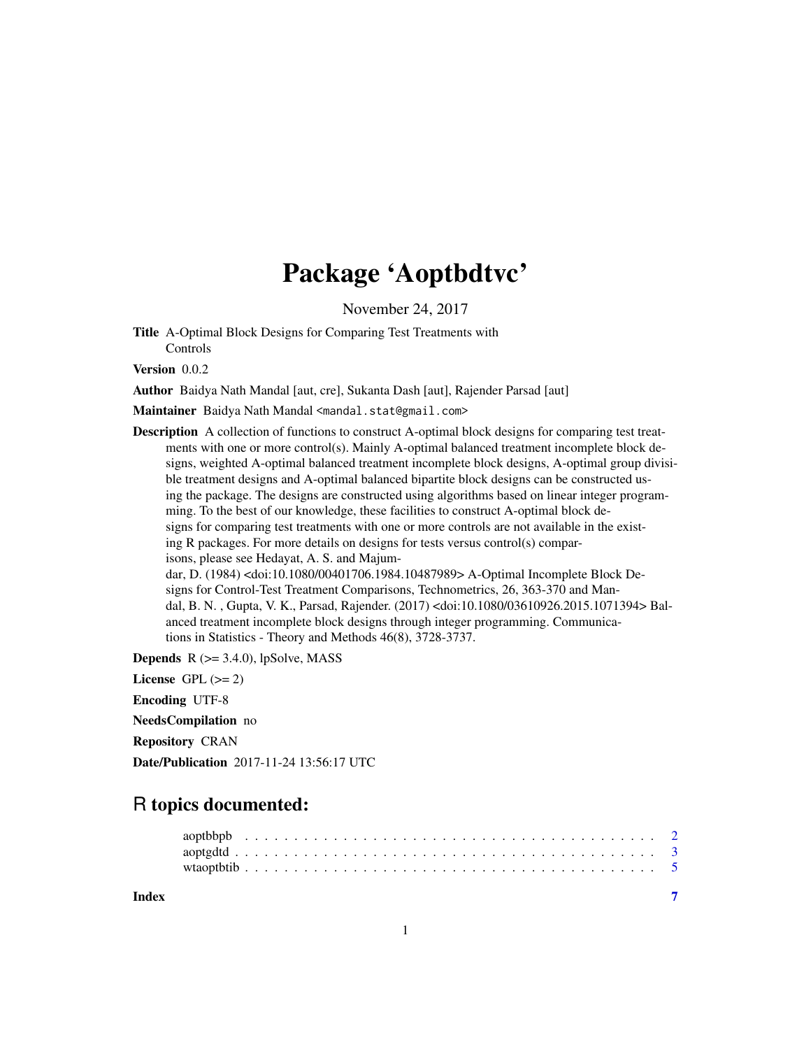# Package 'Aoptbdtvc'

November 24, 2017

**Title** A-Optimal Block Designs for Comparing Test Treatments with Controls

**Version** 0.0.2

**Author** Baidya Nath Mandal [aut, cre], Sukanta Dash [aut], Rajender Parsad [aut]

**Maintainer** Baidya Nath Mandal <mandal.stat@gmail.com>

**Description** A collection of functions to construct A-optimal block designs for comparing test treatments with one or more control(s). Mainly A-optimal balanced treatment incomplete block designs, weighted A-optimal balanced treatment incomplete block designs, A-optimal group divisible treatment designs and A-optimal balanced bipartite block designs can be constructed using the package. The designs are constructed using algorithms based on linear integer programming. To the best of our knowledge, these facilities to construct A-optimal block designs for comparing test treatments with one or more controls are not available in the existing R packages. For more details on designs for tests versus control(s) comparisons, please see Hedayat, A. S. and Majumdar, D. (1984) <doi:10.1080/00401706.1984.10487989> A-Optimal Incomplete Block Designs for Control-Test Treatment Comparisons, Technometrics, 26, 363-370 and Mandal, B. N. , Gupta, V. K., Parsad, Rajender. (2017) <doi:10.1080/03610926.2015.1071394> Balanced treatment incomplete block designs through integer programming. Communications in Statistics - Theory and Methods 46(8), 3728-3737.

**Depends** R (>= 3.4.0), lpSolve, MASS

**License** GPL (>= 2)

**Encoding** UTF-8

**NeedsCompilation** no

**Repository** CRAN

**Date/Publication** 2017-11-24 13:56:17 UTC

## R topics documented:

- aoptbbpb . . . . . . . . . . . . . . . . . . . . . . . . . . . . . . . . . . . . . . . . 2
- aoptgdtd . . . . . . . . . . . . . . . . . . . . . . . . . . . . . . . . . . . . . . . . 3
- wtaoptbtib . . . . . . . . . . . . . . . . . . . . . . . . . . . . . . . . . . . . . . . 5

**Index** 7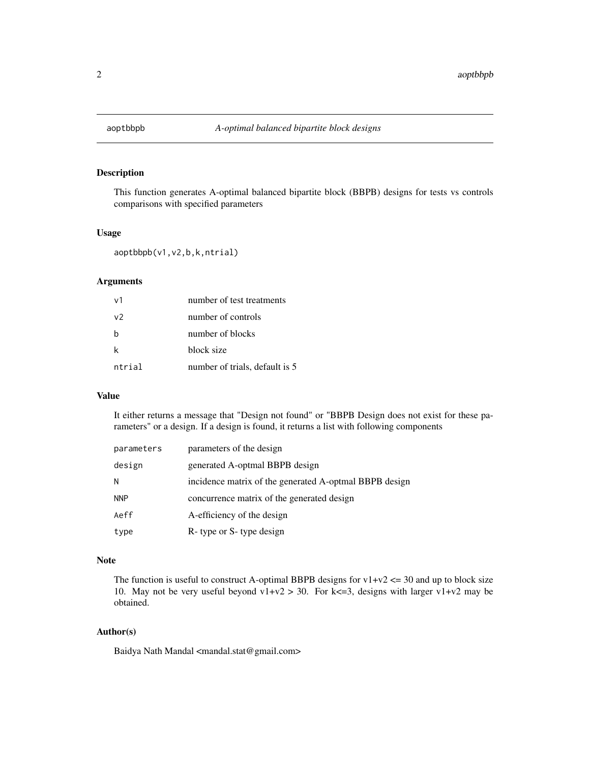## aoptbbpb — *A-optimal balanced bipartite block designs*

### Description

This function generates A-optimal balanced bipartite block (BBPB) designs for tests vs controls comparisons with specified parameters

### Usage

```
aoptbbpb(v1,v2,b,k,ntrial)
```

### Arguments

| | |
|---|---|
| v1 | number of test treatments |
| v2 | number of controls |
| b | number of blocks |
| k | block size |
| ntrial | number of trials, default is 5 |

### Value

It either returns a message that "Design not found" or "BBPB Design does not exist for these parameters" or a design. If a design is found, it returns a list with following components

| | |
|---|---|
| parameters | parameters of the design |
| design | generated A-optmal BBPB design |
| N | incidence matrix of the generated A-optmal BBPB design |
| NNP | concurrence matrix of the generated design |
| Aeff | A-efficiency of the design |
| type | R- type or S- type design |

### Note

The function is useful to construct A-optimal BBPB designs for v1+v2 <= 30 and up to block size 10. May not be very useful beyond v1+v2 > 30. For k<=3, designs with larger v1+v2 may be obtained.

### Author(s)

Baidya Nath Mandal <mandal.stat@gmail.com>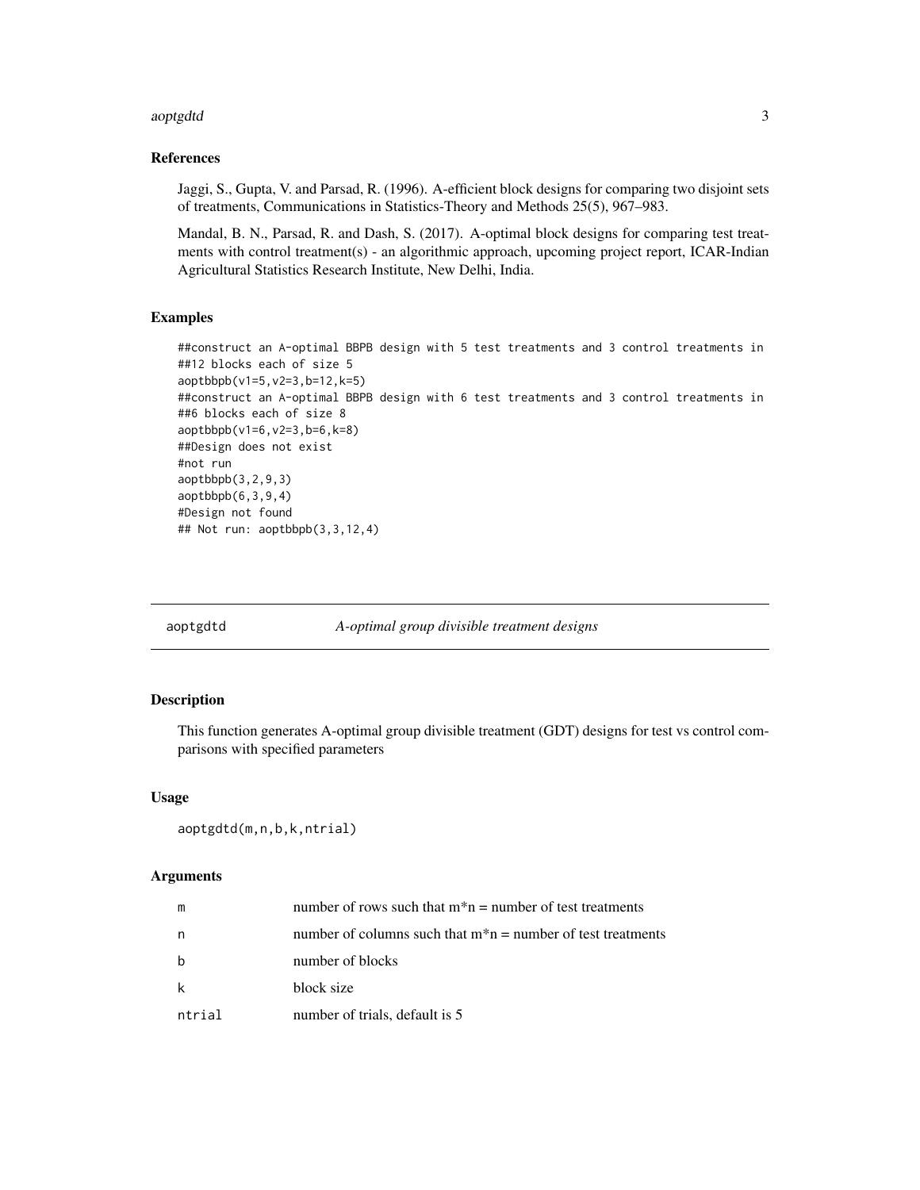### References

Jaggi, S., Gupta, V. and Parsad, R. (1996). A-efficient block designs for comparing two disjoint sets of treatments, Communications in Statistics-Theory and Methods 25(5), 967–983.

Mandal, B. N., Parsad, R. and Dash, S. (2017). A-optimal block designs for comparing test treatments with control treatment(s) - an algorithmic approach, upcoming project report, ICAR-Indian Agricultural Statistics Research Institute, New Delhi, India.

### Examples

```
##construct an A-optimal BBPB design with 5 test treatments and 3 control treatments in
##12 blocks each of size 5
aoptbbpb(v1=5,v2=3,b=12,k=5)
##construct an A-optimal BBPB design with 6 test treatments and 3 control treatments in
##6 blocks each of size 8
aoptbbpb(v1=6,v2=3,b=6,k=8)
##Design does not exist
#not run
aoptbbpb(3,2,9,3)
aoptbbpb(6,3,9,4)
#Design not found
## Not run: aoptbbpb(3,3,12,4)
```

---

## aoptgdtd — *A-optimal group divisible treatment designs*

### Description

This function generates A-optimal group divisible treatment (GDT) designs for test vs control comparisons with specified parameters

### Usage

```
aoptgdtd(m,n,b,k,ntrial)
```

### Arguments

| | |
|---|---|
| m | number of rows such that m*n = number of test treatments |
| n | number of columns such that m*n = number of test treatments |
| b | number of blocks |
| k | block size |
| ntrial | number of trials, default is 5 |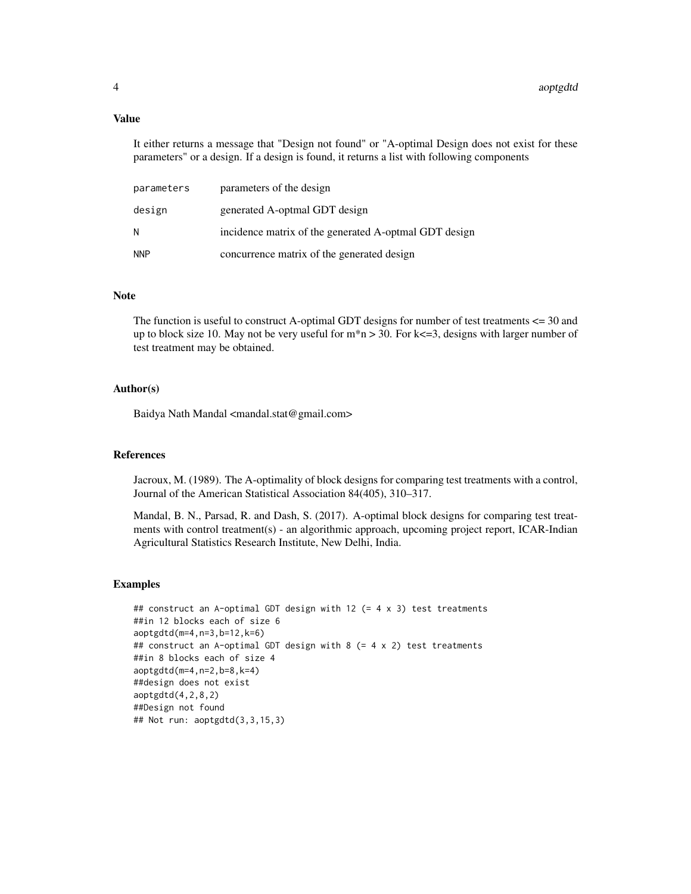## Value

It either returns a message that "Design not found" or "A-optimal Design does not exist for these parameters" or a design. If a design is found, it returns a list with following components

| | |
|---|---|
| parameters | parameters of the design |
| design | generated A-optmal GDT design |
| N | incidence matrix of the generated A-optmal GDT design |
| NNP | concurrence matrix of the generated design |

## Note

The function is useful to construct A-optimal GDT designs for number of test treatments <= 30 and up to block size 10. May not be very useful for m*n > 30. For k<=3, designs with larger number of test treatment may be obtained.

## Author(s)

Baidya Nath Mandal <mandal.stat@gmail.com>

## References

Jacroux, M. (1989). The A-optimality of block designs for comparing test treatments with a control, Journal of the American Statistical Association 84(405), 310–317.

Mandal, B. N., Parsad, R. and Dash, S. (2017). A-optimal block designs for comparing test treatments with control treatment(s) - an algorithmic approach, upcoming project report, ICAR-Indian Agricultural Statistics Research Institute, New Delhi, India.

## Examples

```
## construct an A-optimal GDT design with 12 (= 4 x 3) test treatments
##in 12 blocks each of size 6
aoptgdtd(m=4,n=3,b=12,k=6)
## construct an A-optimal GDT design with 8 (= 4 x 2) test treatments
##in 8 blocks each of size 4
aoptgdtd(m=4,n=2,b=8,k=4)
##design does not exist
aoptgdtd(4,2,8,2)
##Design not found
## Not run: aoptgdtd(3,3,15,3)
```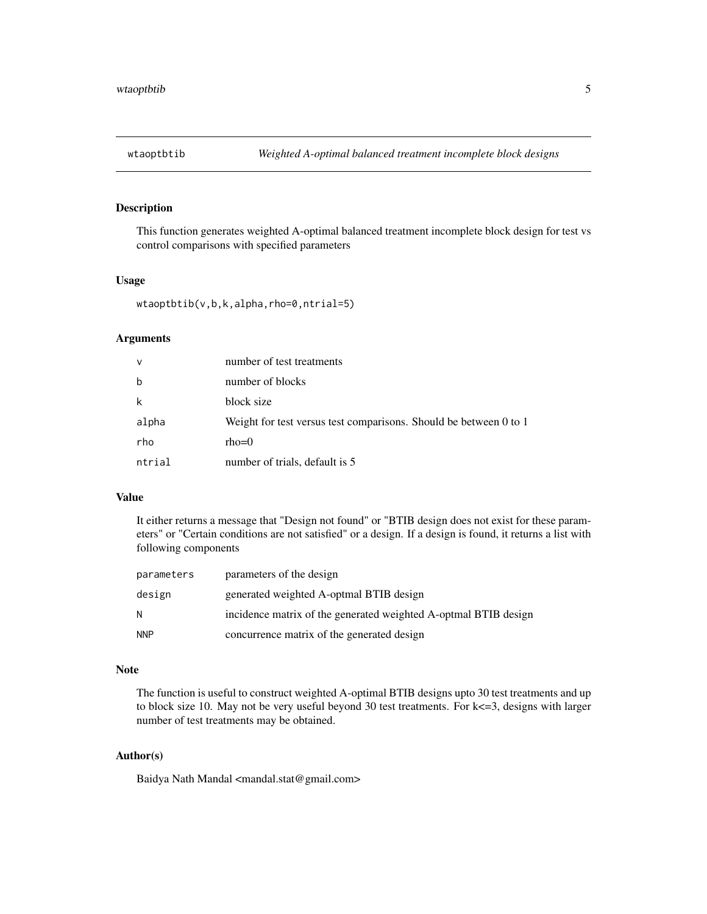# wtaoptbtib — *Weighted A-optimal balanced treatment incomplete block designs*

## Description

This function generates weighted A-optimal balanced treatment incomplete block design for test vs control comparisons with specified parameters

## Usage

```
wtaoptbtib(v,b,k,alpha,rho=0,ntrial=5)
```

## Arguments

| | |
|---|---|
| v | number of test treatments |
| b | number of blocks |
| k | block size |
| alpha | Weight for test versus test comparisons. Should be between 0 to 1 |
| rho | rho=0 |
| ntrial | number of trials, default is 5 |

## Value

It either returns a message that "Design not found" or "BTIB design does not exist for these parameters" or "Certain conditions are not satisfied" or a design. If a design is found, it returns a list with following components

| | |
|---|---|
| parameters | parameters of the design |
| design | generated weighted A-optmal BTIB design |
| N | incidence matrix of the generated weighted A-optmal BTIB design |
| NNP | concurrence matrix of the generated design |

## Note

The function is useful to construct weighted A-optimal BTIB designs upto 30 test treatments and up to block size 10. May not be very useful beyond 30 test treatments. For k<=3, designs with larger number of test treatments may be obtained.

## Author(s)

Baidya Nath Mandal <mandal.stat@gmail.com>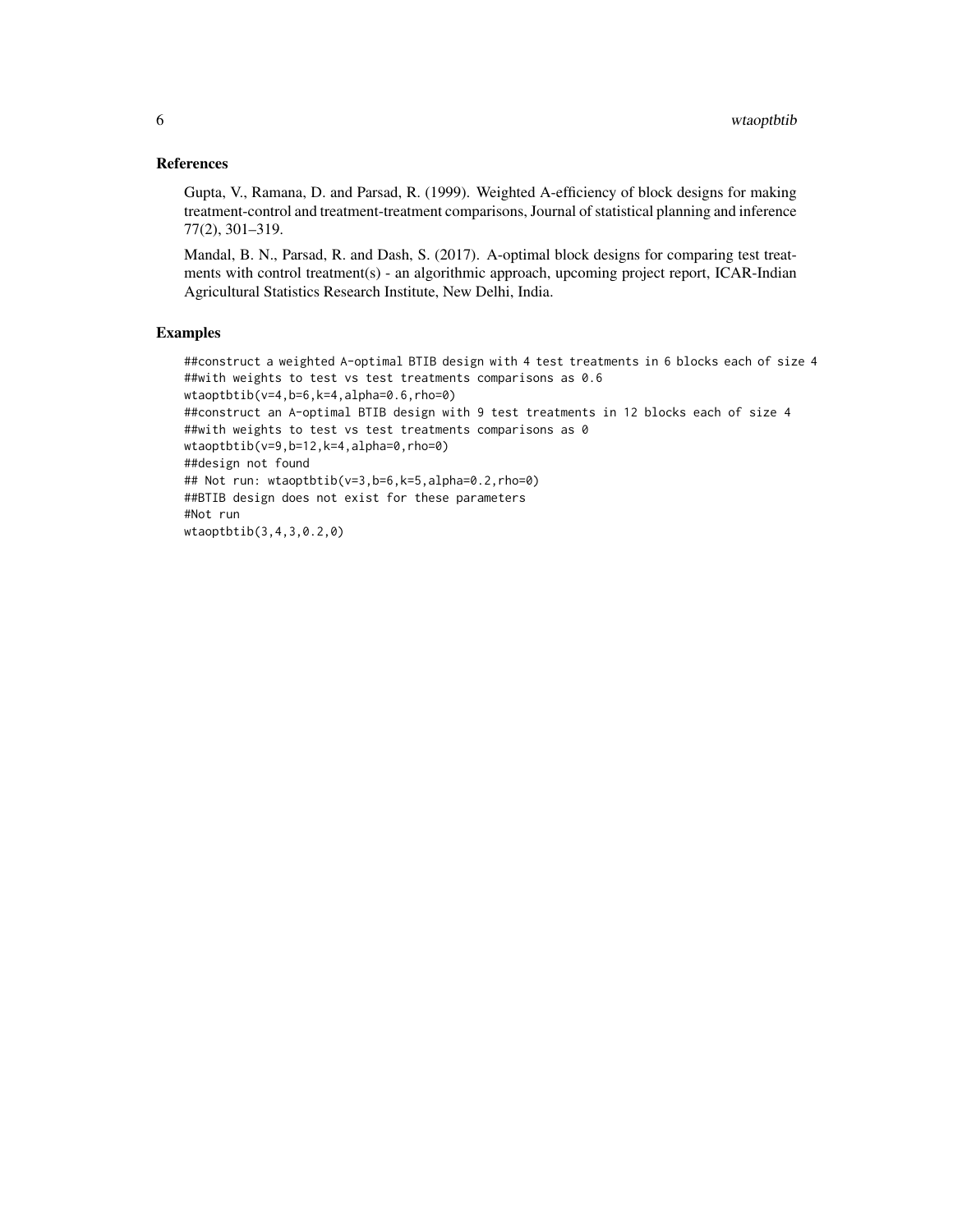## References

Gupta, V., Ramana, D. and Parsad, R. (1999). Weighted A-efficiency of block designs for making treatment-control and treatment-treatment comparisons, Journal of statistical planning and inference 77(2), 301–319.

Mandal, B. N., Parsad, R. and Dash, S. (2017). A-optimal block designs for comparing test treatments with control treatment(s) - an algorithmic approach, upcoming project report, ICAR-Indian Agricultural Statistics Research Institute, New Delhi, India.

## Examples

```
##construct a weighted A-optimal BTIB design with 4 test treatments in 6 blocks each of size 4
##with weights to test vs test treatments comparisons as 0.6
wtaoptbtib(v=4,b=6,k=4,alpha=0.6,rho=0)
##construct an A-optimal BTIB design with 9 test treatments in 12 blocks each of size 4
##with weights to test vs test treatments comparisons as 0
wtaoptbtib(v=9,b=12,k=4,alpha=0,rho=0)
##design not found
## Not run: wtaoptbtib(v=3,b=6,k=5,alpha=0.2,rho=0)
##BTIB design does not exist for these parameters
#Not run
wtaoptbtib(3,4,3,0.2,0)
```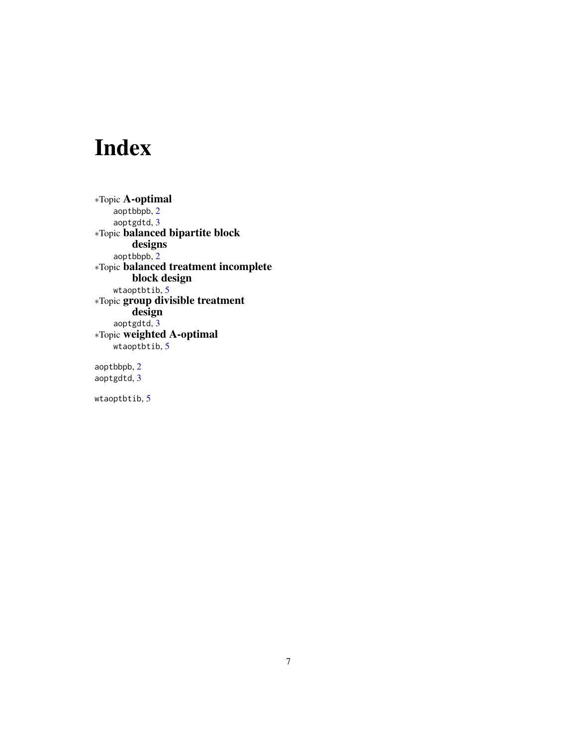# Index

∗Topic **A-optimal**
  aoptbbpb, 2
  aoptgdtd, 3
∗Topic **balanced bipartite block designs**
  aoptbbpb, 2
∗Topic **balanced treatment incomplete block design**
  wtaoptbtib, 5
∗Topic **group divisible treatment design**
  aoptgdtd, 3
∗Topic **weighted A-optimal**
  wtaoptbtib, 5

aoptbbpb, 2
aoptgdtd, 3

wtaoptbtib, 5